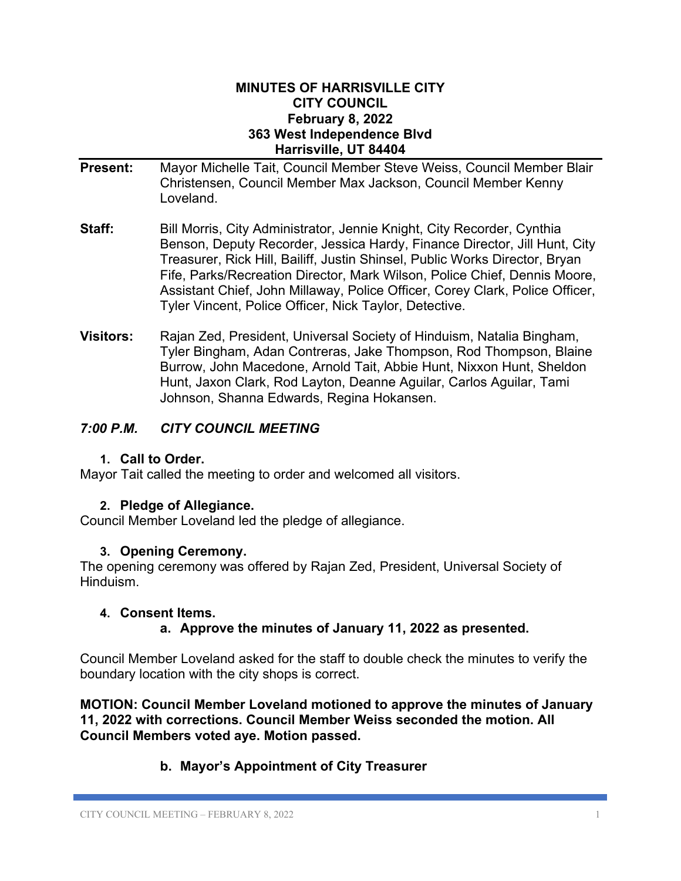**MINUTES OF HARRISVILLE CITY**
**CITY COUNCIL**
**February 8, 2022**
**363 West Independence Blvd**
**Harrisville, UT 84404**

**Present:** Mayor Michelle Tait, Council Member Steve Weiss, Council Member Blair Christensen, Council Member Max Jackson, Council Member Kenny Loveland.

**Staff:** Bill Morris, City Administrator, Jennie Knight, City Recorder, Cynthia Benson, Deputy Recorder, Jessica Hardy, Finance Director, Jill Hunt, City Treasurer, Rick Hill, Bailiff, Justin Shinsel, Public Works Director, Bryan Fife, Parks/Recreation Director, Mark Wilson, Police Chief, Dennis Moore, Assistant Chief, John Millaway, Police Officer, Corey Clark, Police Officer, Tyler Vincent, Police Officer, Nick Taylor, Detective.

**Visitors:** Rajan Zed, President, Universal Society of Hinduism, Natalia Bingham, Tyler Bingham, Adan Contreras, Jake Thompson, Rod Thompson, Blaine Burrow, John Macedone, Arnold Tait, Abbie Hunt, Nixxon Hunt, Sheldon Hunt, Jaxon Clark, Rod Layton, Deanne Aguilar, Carlos Aguilar, Tami Johnson, Shanna Edwards, Regina Hokansen.

## *7:00 P.M. CITY COUNCIL MEETING*

### 1. Call to Order.

Mayor Tait called the meeting to order and welcomed all visitors.

### 2. Pledge of Allegiance.

Council Member Loveland led the pledge of allegiance.

### 3. Opening Ceremony.

The opening ceremony was offered by Rajan Zed, President, Universal Society of Hinduism.

### 4. Consent Items.

#### a. Approve the minutes of January 11, 2022 as presented.

Council Member Loveland asked for the staff to double check the minutes to verify the boundary location with the city shops is correct.

**MOTION: Council Member Loveland motioned to approve the minutes of January 11, 2022 with corrections. Council Member Weiss seconded the motion. All Council Members voted aye. Motion passed.**

#### b. Mayor's Appointment of City Treasurer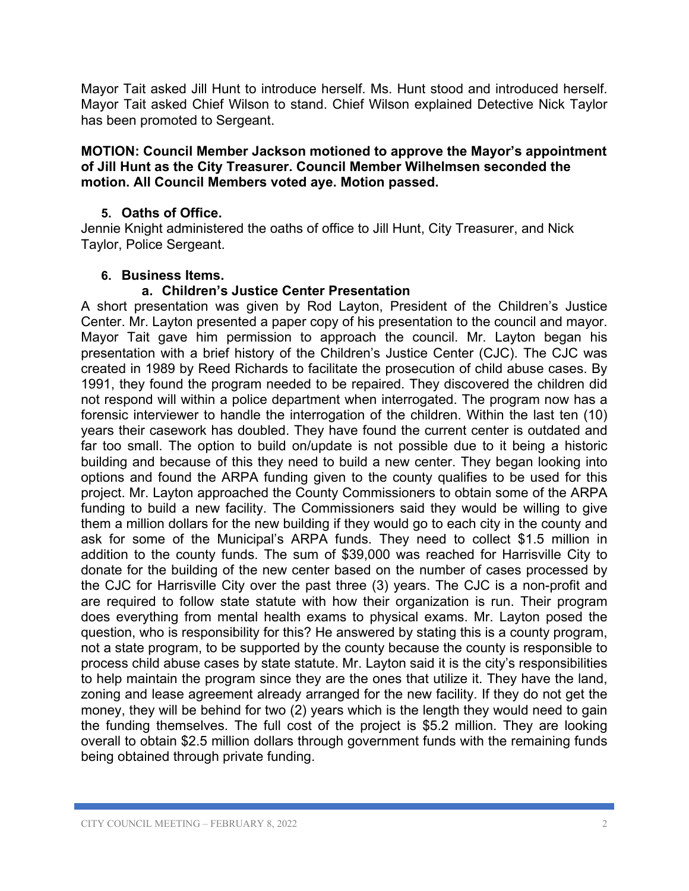Mayor Tait asked Jill Hunt to introduce herself. Ms. Hunt stood and introduced herself. Mayor Tait asked Chief Wilson to stand. Chief Wilson explained Detective Nick Taylor has been promoted to Sergeant.

**MOTION: Council Member Jackson motioned to approve the Mayor's appointment of Jill Hunt as the City Treasurer. Council Member Wilhelmsen seconded the motion. All Council Members voted aye. Motion passed.**

## 5. Oaths of Office.

Jennie Knight administered the oaths of office to Jill Hunt, City Treasurer, and Nick Taylor, Police Sergeant.

## 6. Business Items.

### a. Children's Justice Center Presentation

A short presentation was given by Rod Layton, President of the Children's Justice Center. Mr. Layton presented a paper copy of his presentation to the council and mayor. Mayor Tait gave him permission to approach the council. Mr. Layton began his presentation with a brief history of the Children's Justice Center (CJC). The CJC was created in 1989 by Reed Richards to facilitate the prosecution of child abuse cases. By 1991, they found the program needed to be repaired. They discovered the children did not respond will within a police department when interrogated. The program now has a forensic interviewer to handle the interrogation of the children. Within the last ten (10) years their casework has doubled. They have found the current center is outdated and far too small. The option to build on/update is not possible due to it being a historic building and because of this they need to build a new center. They began looking into options and found the ARPA funding given to the county qualifies to be used for this project. Mr. Layton approached the County Commissioners to obtain some of the ARPA funding to build a new facility. The Commissioners said they would be willing to give them a million dollars for the new building if they would go to each city in the county and ask for some of the Municipal's ARPA funds. They need to collect $1.5 million in addition to the county funds. The sum of $39,000 was reached for Harrisville City to donate for the building of the new center based on the number of cases processed by the CJC for Harrisville City over the past three (3) years. The CJC is a non-profit and are required to follow state statute with how their organization is run. Their program does everything from mental health exams to physical exams. Mr. Layton posed the question, who is responsibility for this? He answered by stating this is a county program, not a state program, to be supported by the county because the county is responsible to process child abuse cases by state statute. Mr. Layton said it is the city's responsibilities to help maintain the program since they are the ones that utilize it. They have the land, zoning and lease agreement already arranged for the new facility. If they do not get the money, they will be behind for two (2) years which is the length they would need to gain the funding themselves. The full cost of the project is $5.2 million. They are looking overall to obtain $2.5 million dollars through government funds with the remaining funds being obtained through private funding.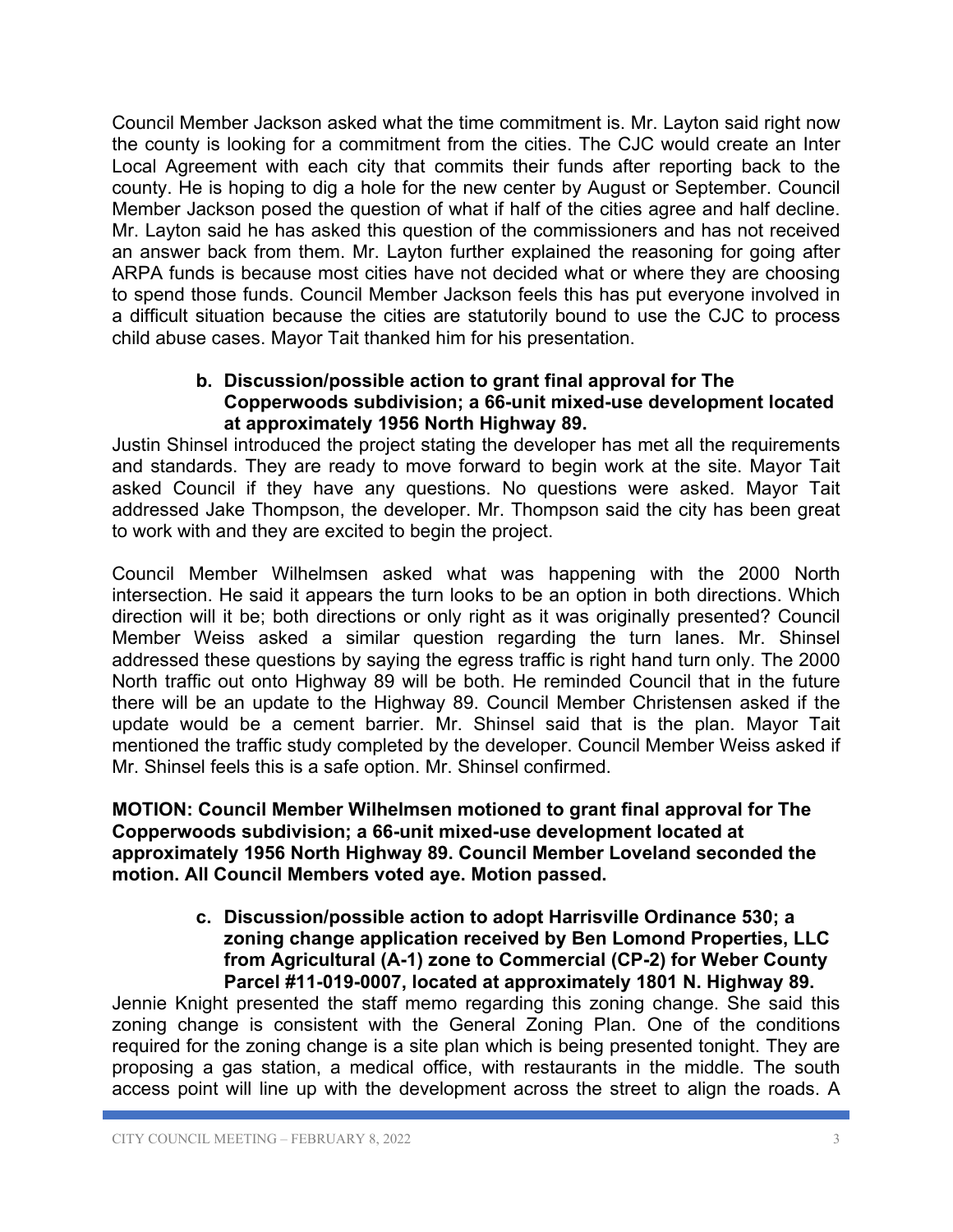Council Member Jackson asked what the time commitment is. Mr. Layton said right now the county is looking for a commitment from the cities. The CJC would create an Inter Local Agreement with each city that commits their funds after reporting back to the county. He is hoping to dig a hole for the new center by August or September. Council Member Jackson posed the question of what if half of the cities agree and half decline. Mr. Layton said he has asked this question of the commissioners and has not received an answer back from them. Mr. Layton further explained the reasoning for going after ARPA funds is because most cities have not decided what or where they are choosing to spend those funds. Council Member Jackson feels this has put everyone involved in a difficult situation because the cities are statutorily bound to use the CJC to process child abuse cases. Mayor Tait thanked him for his presentation.

**b. Discussion/possible action to grant final approval for The Copperwoods subdivision; a 66-unit mixed-use development located at approximately 1956 North Highway 89.**

Justin Shinsel introduced the project stating the developer has met all the requirements and standards. They are ready to move forward to begin work at the site. Mayor Tait asked Council if they have any questions. No questions were asked. Mayor Tait addressed Jake Thompson, the developer. Mr. Thompson said the city has been great to work with and they are excited to begin the project.

Council Member Wilhelmsen asked what was happening with the 2000 North intersection. He said it appears the turn looks to be an option in both directions. Which direction will it be; both directions or only right as it was originally presented? Council Member Weiss asked a similar question regarding the turn lanes. Mr. Shinsel addressed these questions by saying the egress traffic is right hand turn only. The 2000 North traffic out onto Highway 89 will be both. He reminded Council that in the future there will be an update to the Highway 89. Council Member Christensen asked if the update would be a cement barrier. Mr. Shinsel said that is the plan. Mayor Tait mentioned the traffic study completed by the developer. Council Member Weiss asked if Mr. Shinsel feels this is a safe option. Mr. Shinsel confirmed.

**MOTION: Council Member Wilhelmsen motioned to grant final approval for The Copperwoods subdivision; a 66-unit mixed-use development located at approximately 1956 North Highway 89. Council Member Loveland seconded the motion. All Council Members voted aye. Motion passed.**

**c. Discussion/possible action to adopt Harrisville Ordinance 530; a zoning change application received by Ben Lomond Properties, LLC from Agricultural (A-1) zone to Commercial (CP-2) for Weber County Parcel #11-019-0007, located at approximately 1801 N. Highway 89.**

Jennie Knight presented the staff memo regarding this zoning change. She said this zoning change is consistent with the General Zoning Plan. One of the conditions required for the zoning change is a site plan which is being presented tonight. They are proposing a gas station, a medical office, with restaurants in the middle. The south access point will line up with the development across the street to align the roads. A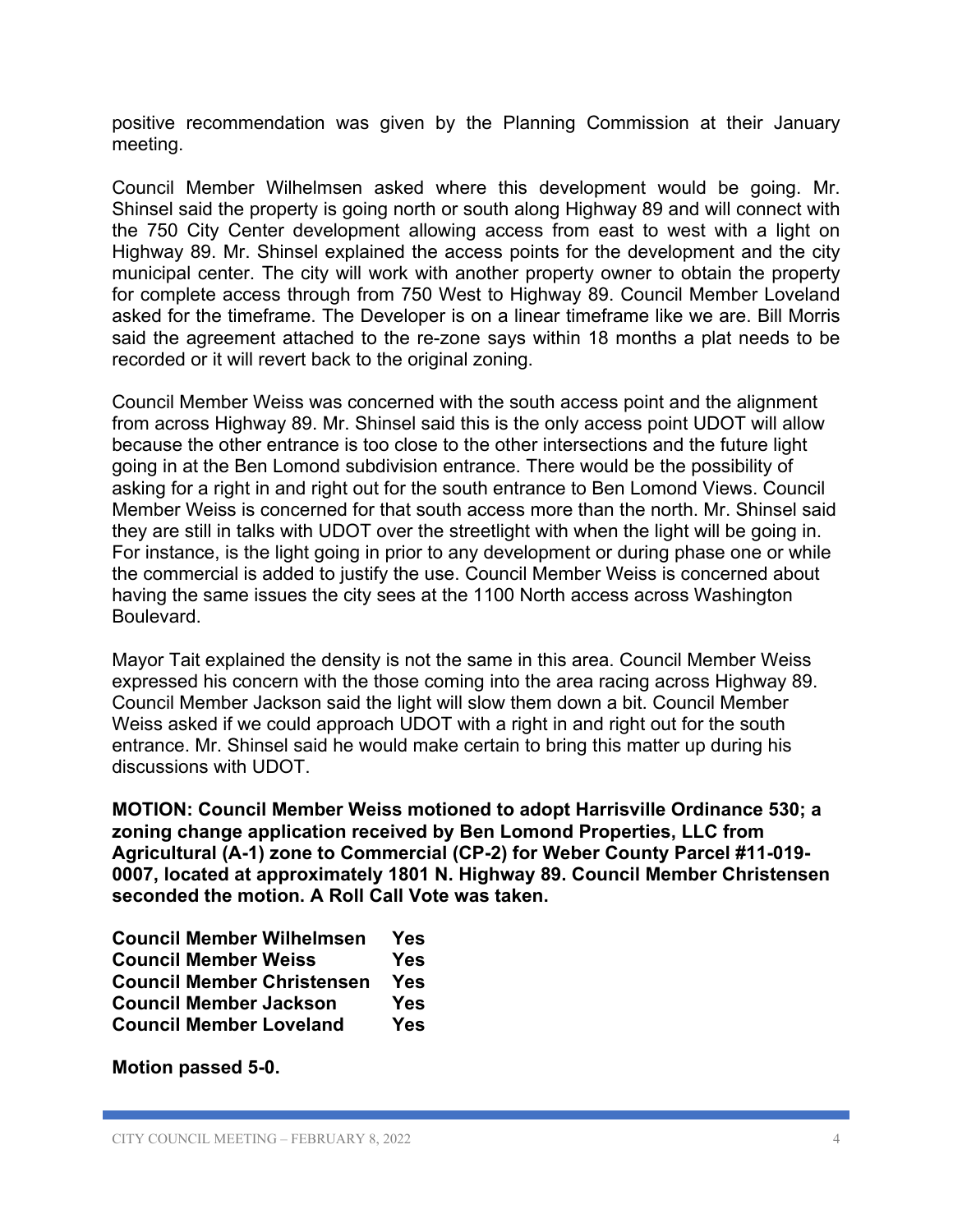positive recommendation was given by the Planning Commission at their January meeting.

Council Member Wilhelmsen asked where this development would be going. Mr. Shinsel said the property is going north or south along Highway 89 and will connect with the 750 City Center development allowing access from east to west with a light on Highway 89. Mr. Shinsel explained the access points for the development and the city municipal center. The city will work with another property owner to obtain the property for complete access through from 750 West to Highway 89. Council Member Loveland asked for the timeframe. The Developer is on a linear timeframe like we are. Bill Morris said the agreement attached to the re-zone says within 18 months a plat needs to be recorded or it will revert back to the original zoning.

Council Member Weiss was concerned with the south access point and the alignment from across Highway 89. Mr. Shinsel said this is the only access point UDOT will allow because the other entrance is too close to the other intersections and the future light going in at the Ben Lomond subdivision entrance. There would be the possibility of asking for a right in and right out for the south entrance to Ben Lomond Views. Council Member Weiss is concerned for that south access more than the north. Mr. Shinsel said they are still in talks with UDOT over the streetlight with when the light will be going in. For instance, is the light going in prior to any development or during phase one or while the commercial is added to justify the use. Council Member Weiss is concerned about having the same issues the city sees at the 1100 North access across Washington Boulevard.

Mayor Tait explained the density is not the same in this area. Council Member Weiss expressed his concern with the those coming into the area racing across Highway 89. Council Member Jackson said the light will slow them down a bit. Council Member Weiss asked if we could approach UDOT with a right in and right out for the south entrance. Mr. Shinsel said he would make certain to bring this matter up during his discussions with UDOT.

**MOTION: Council Member Weiss motioned to adopt Harrisville Ordinance 530; a zoning change application received by Ben Lomond Properties, LLC from Agricultural (A-1) zone to Commercial (CP-2) for Weber County Parcel #11-019-0007, located at approximately 1801 N. Highway 89. Council Member Christensen seconded the motion. A Roll Call Vote was taken.**

**Council Member Wilhelmsen Yes**
**Council Member Weiss Yes**
**Council Member Christensen Yes**
**Council Member Jackson Yes**
**Council Member Loveland Yes**

**Motion passed 5-0.**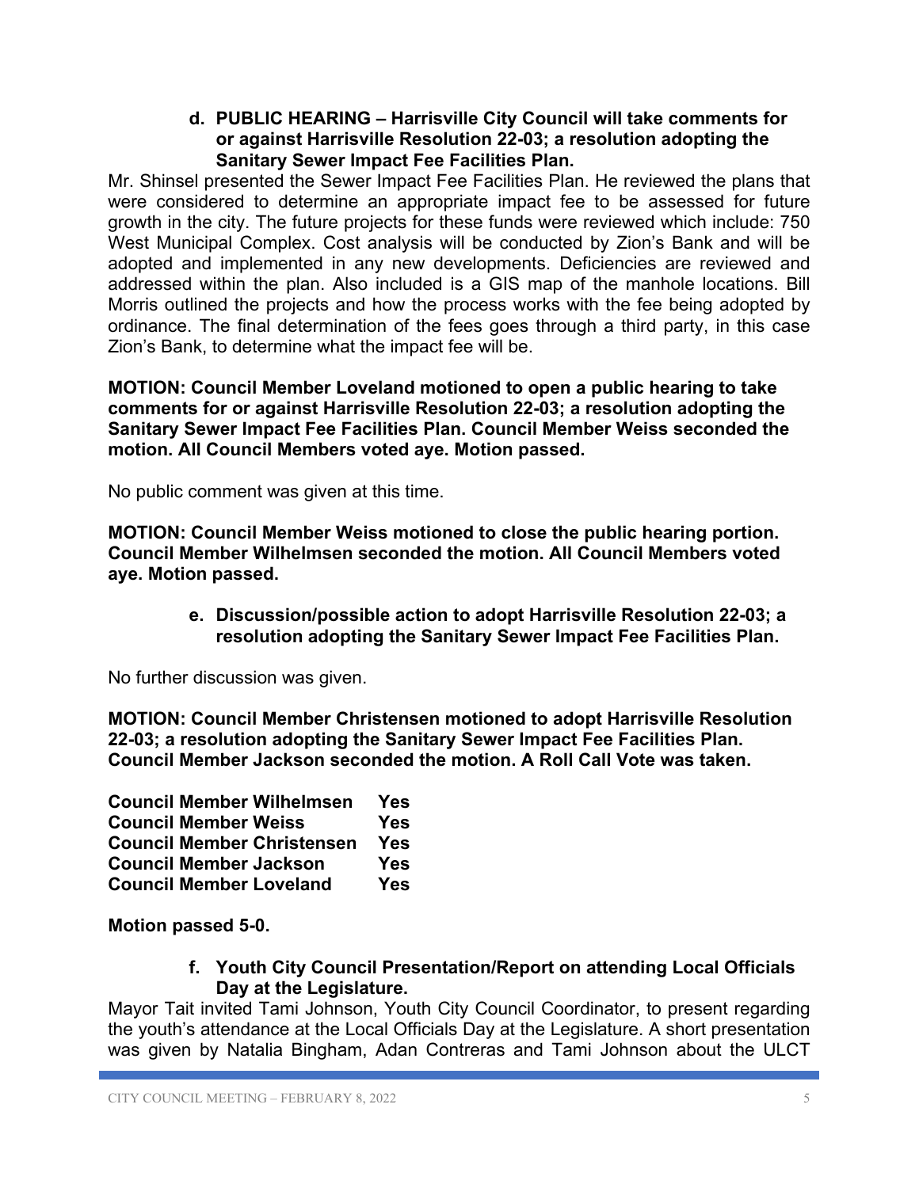**d. PUBLIC HEARING – Harrisville City Council will take comments for or against Harrisville Resolution 22-03; a resolution adopting the Sanitary Sewer Impact Fee Facilities Plan.**

Mr. Shinsel presented the Sewer Impact Fee Facilities Plan. He reviewed the plans that were considered to determine an appropriate impact fee to be assessed for future growth in the city. The future projects for these funds were reviewed which include: 750 West Municipal Complex. Cost analysis will be conducted by Zion's Bank and will be adopted and implemented in any new developments. Deficiencies are reviewed and addressed within the plan. Also included is a GIS map of the manhole locations. Bill Morris outlined the projects and how the process works with the fee being adopted by ordinance. The final determination of the fees goes through a third party, in this case Zion's Bank, to determine what the impact fee will be.

**MOTION: Council Member Loveland motioned to open a public hearing to take comments for or against Harrisville Resolution 22-03; a resolution adopting the Sanitary Sewer Impact Fee Facilities Plan. Council Member Weiss seconded the motion. All Council Members voted aye. Motion passed.**

No public comment was given at this time.

**MOTION: Council Member Weiss motioned to close the public hearing portion. Council Member Wilhelmsen seconded the motion. All Council Members voted aye. Motion passed.**

**e. Discussion/possible action to adopt Harrisville Resolution 22-03; a resolution adopting the Sanitary Sewer Impact Fee Facilities Plan.**

No further discussion was given.

**MOTION: Council Member Christensen motioned to adopt Harrisville Resolution 22-03; a resolution adopting the Sanitary Sewer Impact Fee Facilities Plan. Council Member Jackson seconded the motion. A Roll Call Vote was taken.**

| | |
|---|---|
| **Council Member Wilhelmsen** | **Yes** |
| **Council Member Weiss** | **Yes** |
| **Council Member Christensen** | **Yes** |
| **Council Member Jackson** | **Yes** |
| **Council Member Loveland** | **Yes** |

**Motion passed 5-0.**

**f. Youth City Council Presentation/Report on attending Local Officials Day at the Legislature.**

Mayor Tait invited Tami Johnson, Youth City Council Coordinator, to present regarding the youth's attendance at the Local Officials Day at the Legislature. A short presentation was given by Natalia Bingham, Adan Contreras and Tami Johnson about the ULCT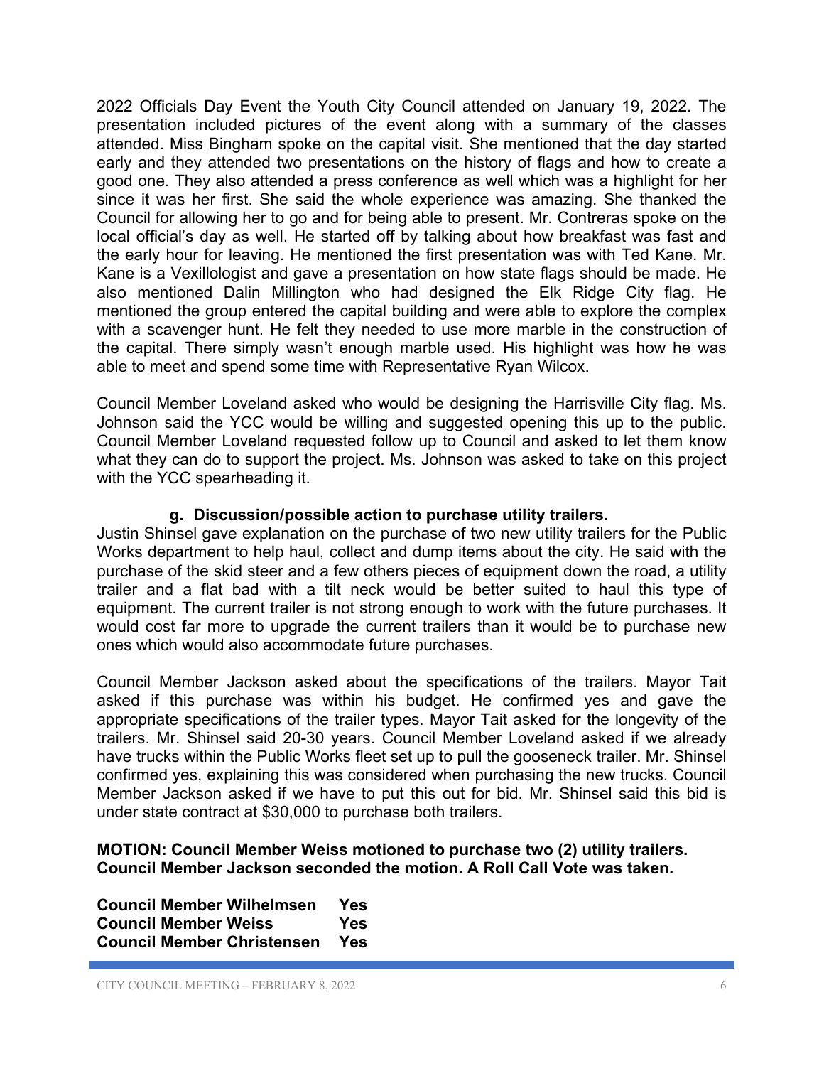2022 Officials Day Event the Youth City Council attended on January 19, 2022. The presentation included pictures of the event along with a summary of the classes attended. Miss Bingham spoke on the capital visit. She mentioned that the day started early and they attended two presentations on the history of flags and how to create a good one. They also attended a press conference as well which was a highlight for her since it was her first. She said the whole experience was amazing. She thanked the Council for allowing her to go and for being able to present. Mr. Contreras spoke on the local official's day as well. He started off by talking about how breakfast was fast and the early hour for leaving. He mentioned the first presentation was with Ted Kane. Mr. Kane is a Vexillologist and gave a presentation on how state flags should be made. He also mentioned Dalin Millington who had designed the Elk Ridge City flag. He mentioned the group entered the capital building and were able to explore the complex with a scavenger hunt. He felt they needed to use more marble in the construction of the capital. There simply wasn't enough marble used. His highlight was how he was able to meet and spend some time with Representative Ryan Wilcox.

Council Member Loveland asked who would be designing the Harrisville City flag. Ms. Johnson said the YCC would be willing and suggested opening this up to the public. Council Member Loveland requested follow up to Council and asked to let them know what they can do to support the project. Ms. Johnson was asked to take on this project with the YCC spearheading it.

**g. Discussion/possible action to purchase utility trailers.**

Justin Shinsel gave explanation on the purchase of two new utility trailers for the Public Works department to help haul, collect and dump items about the city. He said with the purchase of the skid steer and a few others pieces of equipment down the road, a utility trailer and a flat bad with a tilt neck would be better suited to haul this type of equipment. The current trailer is not strong enough to work with the future purchases. It would cost far more to upgrade the current trailers than it would be to purchase new ones which would also accommodate future purchases.

Council Member Jackson asked about the specifications of the trailers. Mayor Tait asked if this purchase was within his budget. He confirmed yes and gave the appropriate specifications of the trailer types. Mayor Tait asked for the longevity of the trailers. Mr. Shinsel said 20-30 years. Council Member Loveland asked if we already have trucks within the Public Works fleet set up to pull the gooseneck trailer. Mr. Shinsel confirmed yes, explaining this was considered when purchasing the new trucks. Council Member Jackson asked if we have to put this out for bid. Mr. Shinsel said this bid is under state contract at $30,000 to purchase both trailers.

**MOTION: Council Member Weiss motioned to purchase two (2) utility trailers. Council Member Jackson seconded the motion. A Roll Call Vote was taken.**

**Council Member Wilhelmsen Yes**
**Council Member Weiss Yes**
**Council Member Christensen Yes**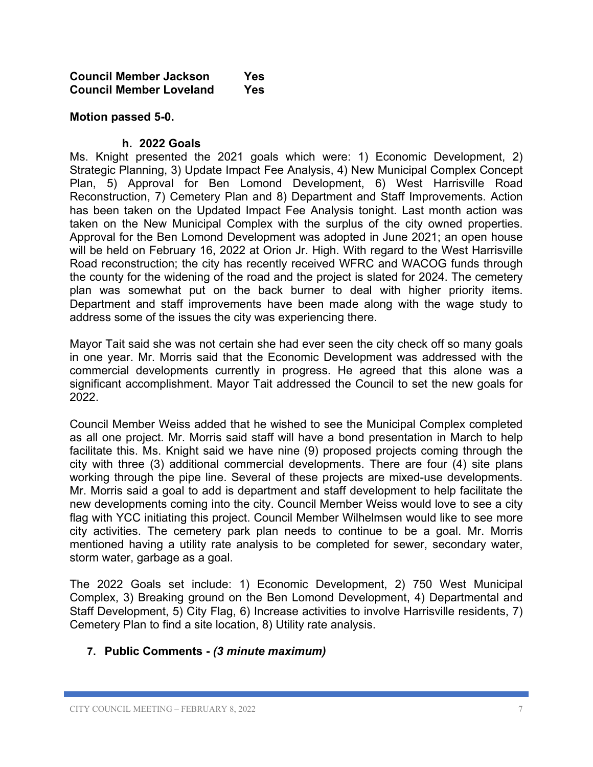**Council Member Jackson Yes**
**Council Member Loveland Yes**

**Motion passed 5-0.**

**h. 2022 Goals**

Ms. Knight presented the 2021 goals which were: 1) Economic Development, 2) Strategic Planning, 3) Update Impact Fee Analysis, 4) New Municipal Complex Concept Plan, 5) Approval for Ben Lomond Development, 6) West Harrisville Road Reconstruction, 7) Cemetery Plan and 8) Department and Staff Improvements. Action has been taken on the Updated Impact Fee Analysis tonight. Last month action was taken on the New Municipal Complex with the surplus of the city owned properties. Approval for the Ben Lomond Development was adopted in June 2021; an open house will be held on February 16, 2022 at Orion Jr. High. With regard to the West Harrisville Road reconstruction; the city has recently received WFRC and WACOG funds through the county for the widening of the road and the project is slated for 2024. The cemetery plan was somewhat put on the back burner to deal with higher priority items. Department and staff improvements have been made along with the wage study to address some of the issues the city was experiencing there.

Mayor Tait said she was not certain she had ever seen the city check off so many goals in one year. Mr. Morris said that the Economic Development was addressed with the commercial developments currently in progress. He agreed that this alone was a significant accomplishment. Mayor Tait addressed the Council to set the new goals for 2022.

Council Member Weiss added that he wished to see the Municipal Complex completed as all one project. Mr. Morris said staff will have a bond presentation in March to help facilitate this. Ms. Knight said we have nine (9) proposed projects coming through the city with three (3) additional commercial developments. There are four (4) site plans working through the pipe line. Several of these projects are mixed-use developments. Mr. Morris said a goal to add is department and staff development to help facilitate the new developments coming into the city. Council Member Weiss would love to see a city flag with YCC initiating this project. Council Member Wilhelmsen would like to see more city activities. The cemetery park plan needs to continue to be a goal. Mr. Morris mentioned having a utility rate analysis to be completed for sewer, secondary water, storm water, garbage as a goal.

The 2022 Goals set include: 1) Economic Development, 2) 750 West Municipal Complex, 3) Breaking ground on the Ben Lomond Development, 4) Departmental and Staff Development, 5) City Flag, 6) Increase activities to involve Harrisville residents, 7) Cemetery Plan to find a site location, 8) Utility rate analysis.

**7. Public Comments -** ***(3 minute maximum)***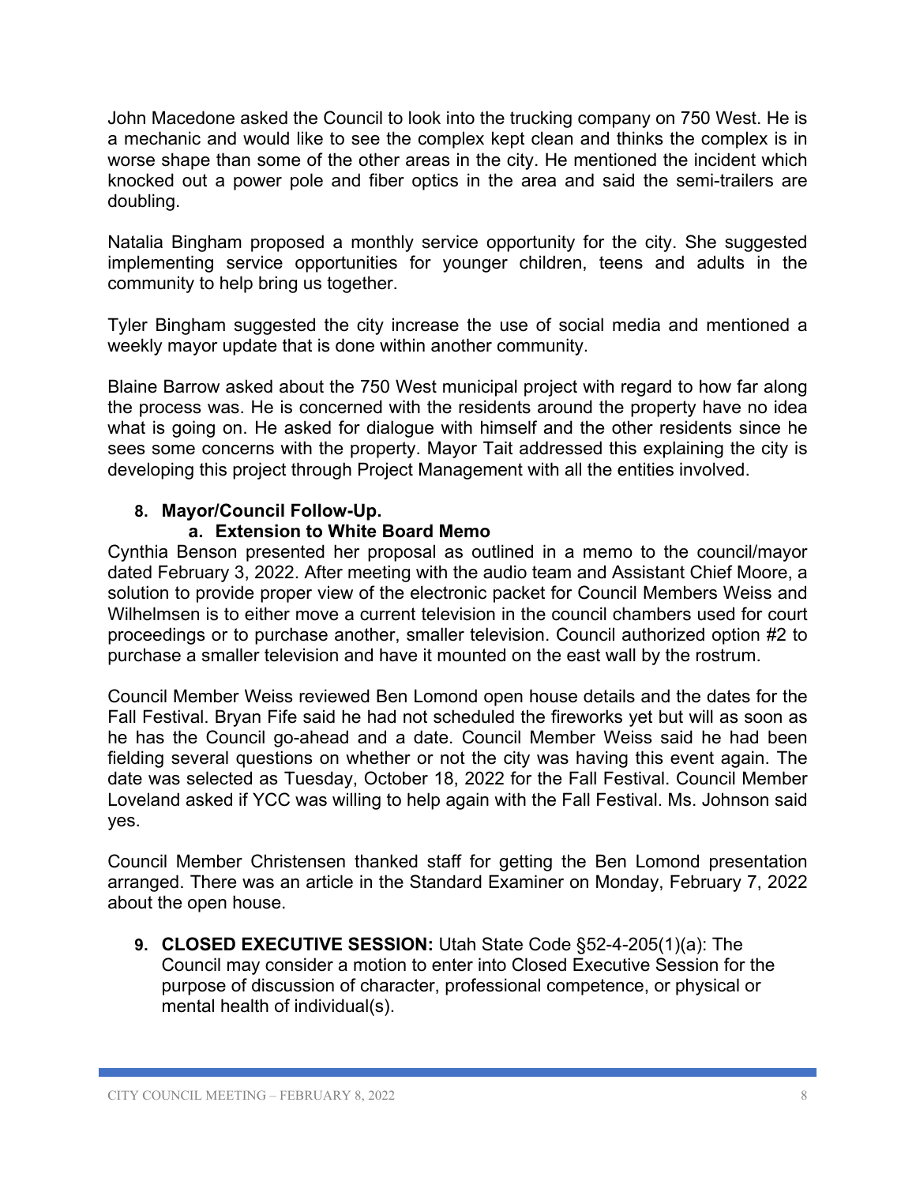John Macedone asked the Council to look into the trucking company on 750 West. He is a mechanic and would like to see the complex kept clean and thinks the complex is in worse shape than some of the other areas in the city. He mentioned the incident which knocked out a power pole and fiber optics in the area and said the semi-trailers are doubling.

Natalia Bingham proposed a monthly service opportunity for the city. She suggested implementing service opportunities for younger children, teens and adults in the community to help bring us together.

Tyler Bingham suggested the city increase the use of social media and mentioned a weekly mayor update that is done within another community.

Blaine Barrow asked about the 750 West municipal project with regard to how far along the process was. He is concerned with the residents around the property have no idea what is going on. He asked for dialogue with himself and the other residents since he sees some concerns with the property. Mayor Tait addressed this explaining the city is developing this project through Project Management with all the entities involved.

**8. Mayor/Council Follow-Up.**

**a. Extension to White Board Memo**

Cynthia Benson presented her proposal as outlined in a memo to the council/mayor dated February 3, 2022. After meeting with the audio team and Assistant Chief Moore, a solution to provide proper view of the electronic packet for Council Members Weiss and Wilhelmsen is to either move a current television in the council chambers used for court proceedings or to purchase another, smaller television. Council authorized option #2 to purchase a smaller television and have it mounted on the east wall by the rostrum.

Council Member Weiss reviewed Ben Lomond open house details and the dates for the Fall Festival. Bryan Fife said he had not scheduled the fireworks yet but will as soon as he has the Council go-ahead and a date. Council Member Weiss said he had been fielding several questions on whether or not the city was having this event again. The date was selected as Tuesday, October 18, 2022 for the Fall Festival. Council Member Loveland asked if YCC was willing to help again with the Fall Festival. Ms. Johnson said yes.

Council Member Christensen thanked staff for getting the Ben Lomond presentation arranged. There was an article in the Standard Examiner on Monday, February 7, 2022 about the open house.

**9. CLOSED EXECUTIVE SESSION:** Utah State Code §52-4-205(1)(a): The Council may consider a motion to enter into Closed Executive Session for the purpose of discussion of character, professional competence, or physical or mental health of individual(s).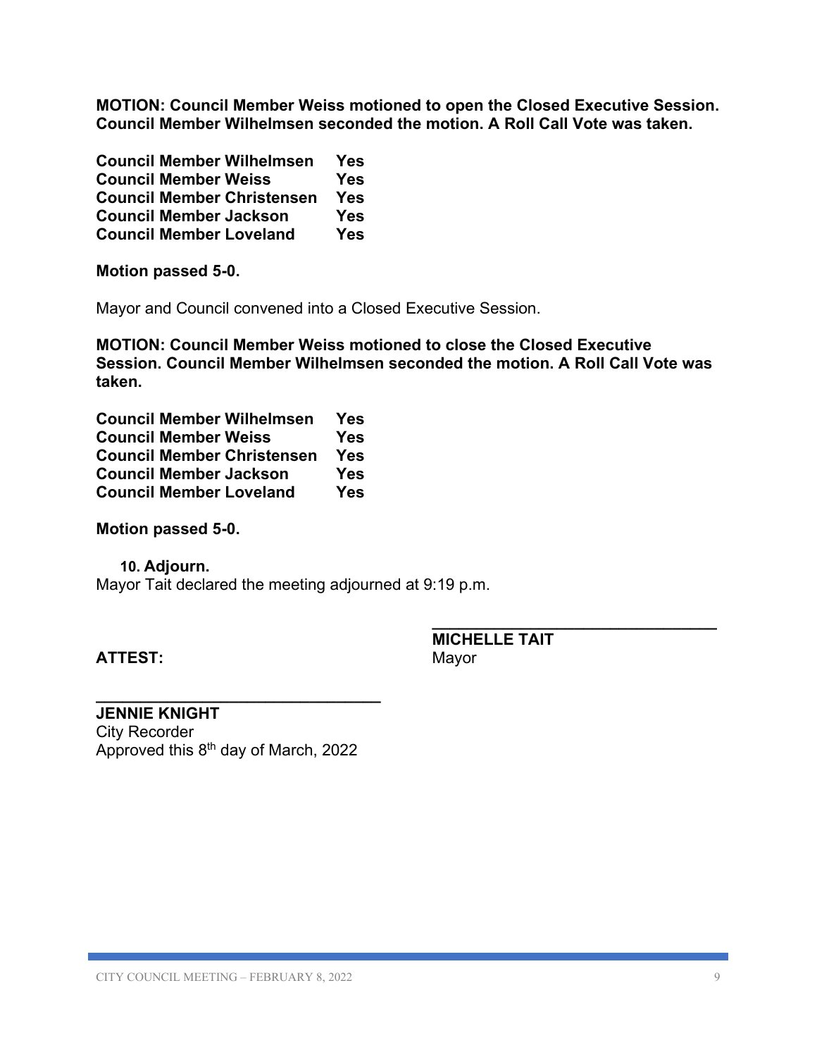**MOTION: Council Member Weiss motioned to open the Closed Executive Session. Council Member Wilhelmsen seconded the motion. A Roll Call Vote was taken.**

| | |
|---|---|
| **Council Member Wilhelmsen** | **Yes** |
| **Council Member Weiss** | **Yes** |
| **Council Member Christensen** | **Yes** |
| **Council Member Jackson** | **Yes** |
| **Council Member Loveland** | **Yes** |

**Motion passed 5-0.**

Mayor and Council convened into a Closed Executive Session.

**MOTION: Council Member Weiss motioned to close the Closed Executive Session. Council Member Wilhelmsen seconded the motion. A Roll Call Vote was taken.**

| | |
|---|---|
| **Council Member Wilhelmsen** | **Yes** |
| **Council Member Weiss** | **Yes** |
| **Council Member Christensen** | **Yes** |
| **Council Member Jackson** | **Yes** |
| **Council Member Loveland** | **Yes** |

**Motion passed 5-0.**

**10. Adjourn.**

Mayor Tait declared the meeting adjourned at 9:19 p.m.

\_\_\_\_\_\_\_\_\_\_\_\_\_\_\_\_\_\_\_\_\_\_\_\_\_\_\_\_\_\_\_\_

**MICHELLE TAIT**
Mayor

**ATTEST:**

\_\_\_\_\_\_\_\_\_\_\_\_\_\_\_\_\_\_\_\_\_\_\_\_\_\_\_\_\_\_\_\_

**JENNIE KNIGHT**
City Recorder
Approved this 8th day of March, 2022